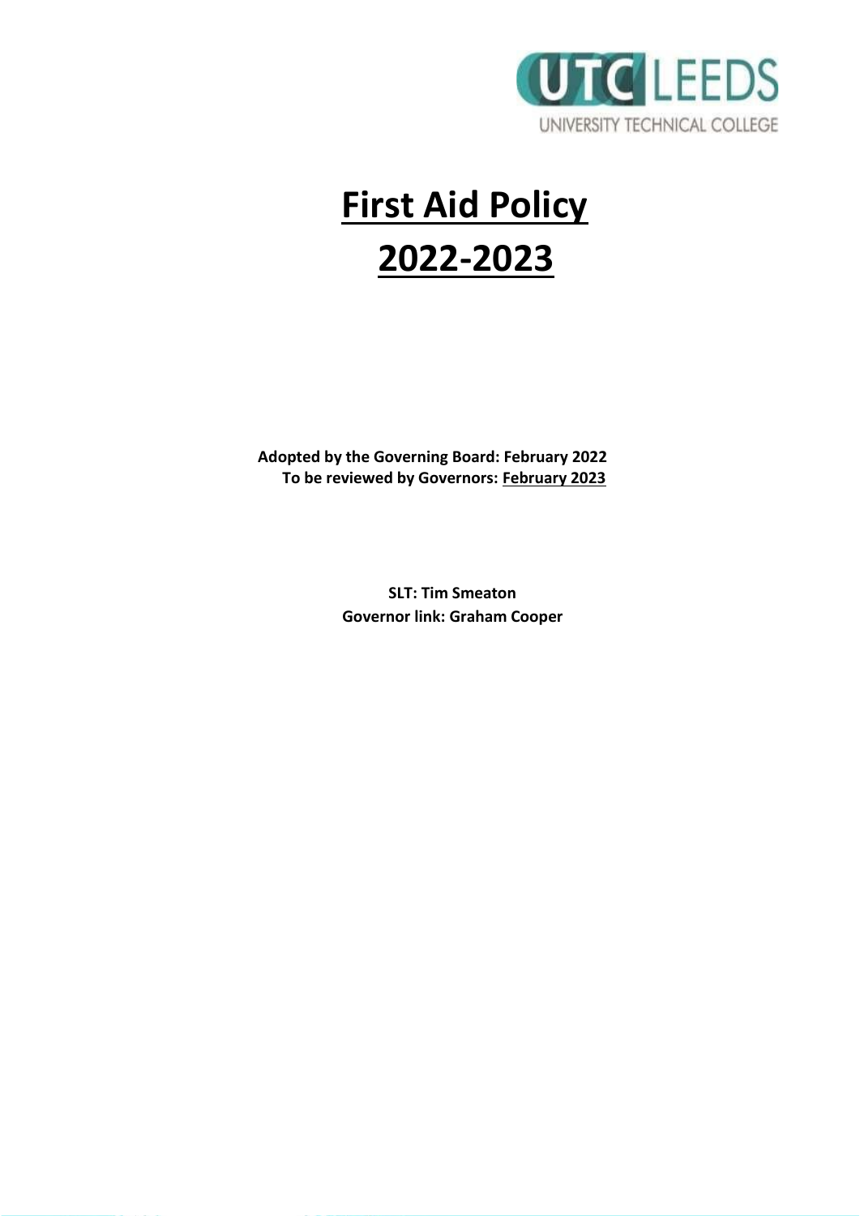UTC LEEDS
UNIVERSITY TECHNICAL COLLEGE

# First Aid Policy
# 2022-2023

**Adopted by the Governing Board: February 2022**
**To be reviewed by Governors: February 2023**

**SLT: Tim Smeaton**
**Governor link: Graham Cooper**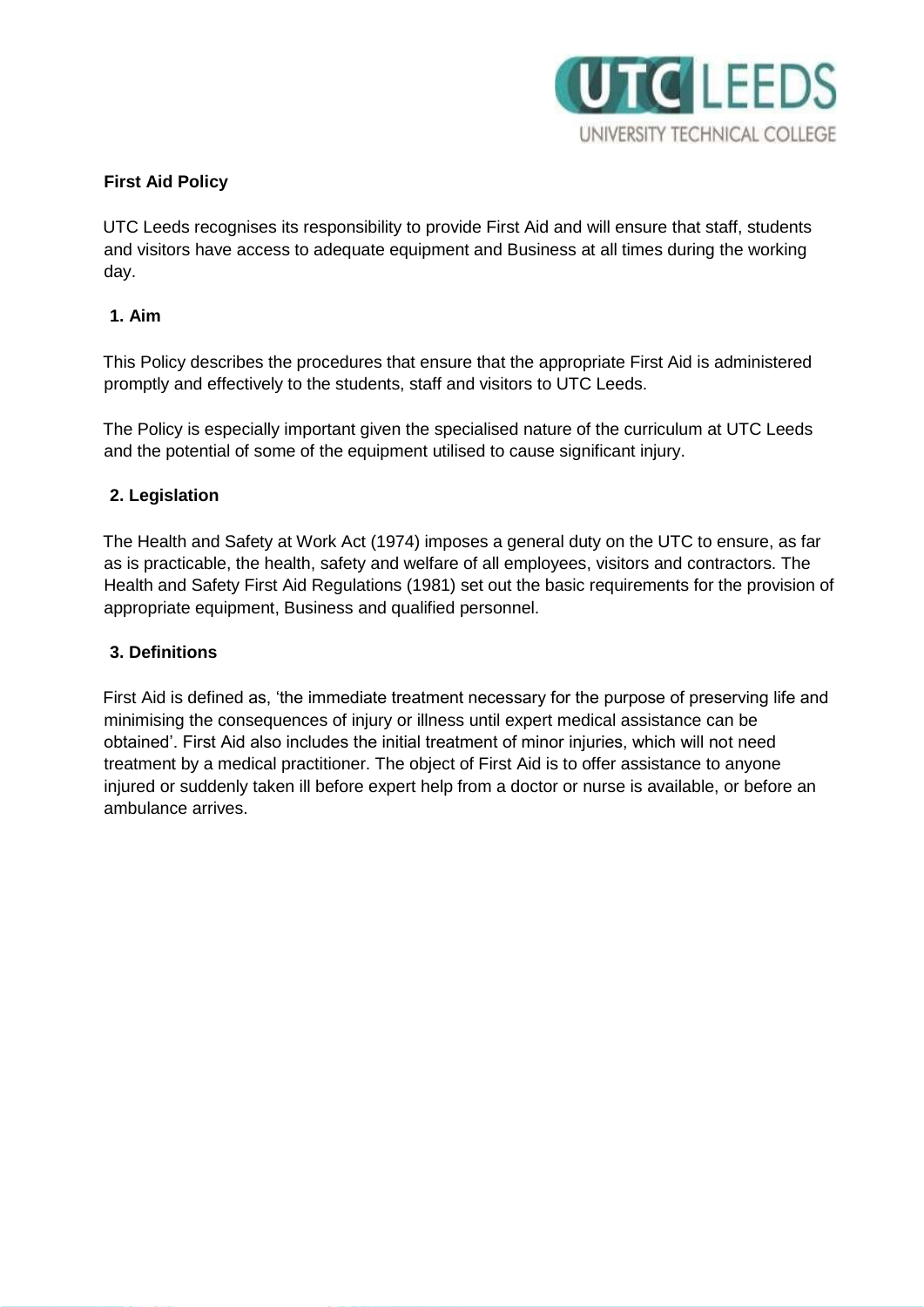**First Aid Policy**

UTC Leeds recognises its responsibility to provide First Aid and will ensure that staff, students and visitors have access to adequate equipment and Business at all times during the working day.

## 1. Aim

This Policy describes the procedures that ensure that the appropriate First Aid is administered promptly and effectively to the students, staff and visitors to UTC Leeds.

The Policy is especially important given the specialised nature of the curriculum at UTC Leeds and the potential of some of the equipment utilised to cause significant injury.

## 2. Legislation

The Health and Safety at Work Act (1974) imposes a general duty on the UTC to ensure, as far as is practicable, the health, safety and welfare of all employees, visitors and contractors. The Health and Safety First Aid Regulations (1981) set out the basic requirements for the provision of appropriate equipment, Business and qualified personnel.

## 3. Definitions

First Aid is defined as, 'the immediate treatment necessary for the purpose of preserving life and minimising the consequences of injury or illness until expert medical assistance can be obtained'. First Aid also includes the initial treatment of minor injuries, which will not need treatment by a medical practitioner. The object of First Aid is to offer assistance to anyone injured or suddenly taken ill before expert help from a doctor or nurse is available, or before an ambulance arrives.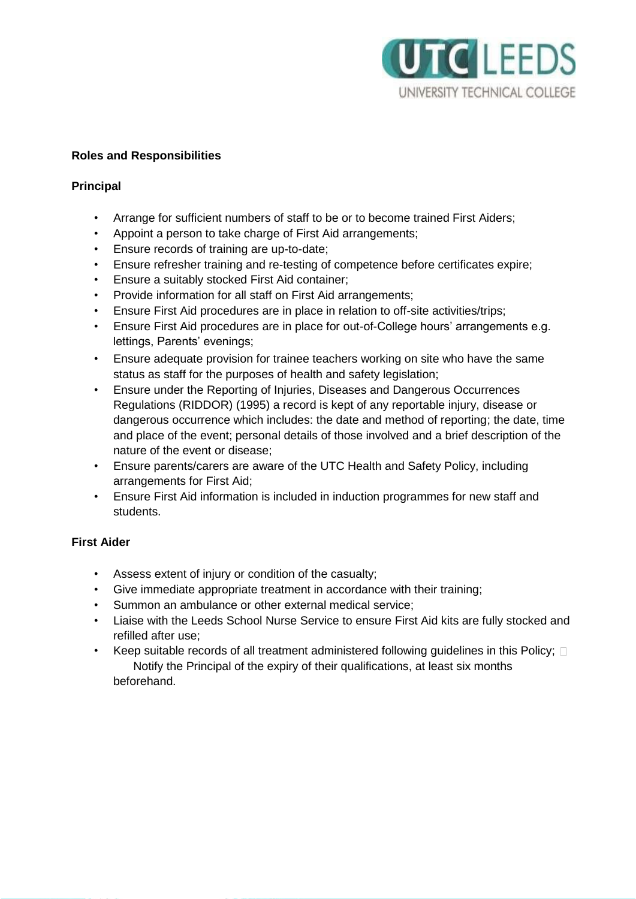**Roles and Responsibilities**

**Principal**

- Arrange for sufficient numbers of staff to be or to become trained First Aiders;
- Appoint a person to take charge of First Aid arrangements;
- Ensure records of training are up-to-date;
- Ensure refresher training and re-testing of competence before certificates expire;
- Ensure a suitably stocked First Aid container;
- Provide information for all staff on First Aid arrangements;
- Ensure First Aid procedures are in place in relation to off-site activities/trips;
- Ensure First Aid procedures are in place for out-of-College hours' arrangements e.g. lettings, Parents' evenings;
- Ensure adequate provision for trainee teachers working on site who have the same status as staff for the purposes of health and safety legislation;
- Ensure under the Reporting of Injuries, Diseases and Dangerous Occurrences Regulations (RIDDOR) (1995) a record is kept of any reportable injury, disease or dangerous occurrence which includes: the date and method of reporting; the date, time and place of the event; personal details of those involved and a brief description of the nature of the event or disease;
- Ensure parents/carers are aware of the UTC Health and Safety Policy, including arrangements for First Aid;
- Ensure First Aid information is included in induction programmes for new staff and students.

**First Aider**

- Assess extent of injury or condition of the casualty;
- Give immediate appropriate treatment in accordance with their training;
- Summon an ambulance or other external medical service;
- Liaise with the Leeds School Nurse Service to ensure First Aid kits are fully stocked and refilled after use;
- Keep suitable records of all treatment administered following guidelines in this Policy;
- Notify the Principal of the expiry of their qualifications, at least six months beforehand.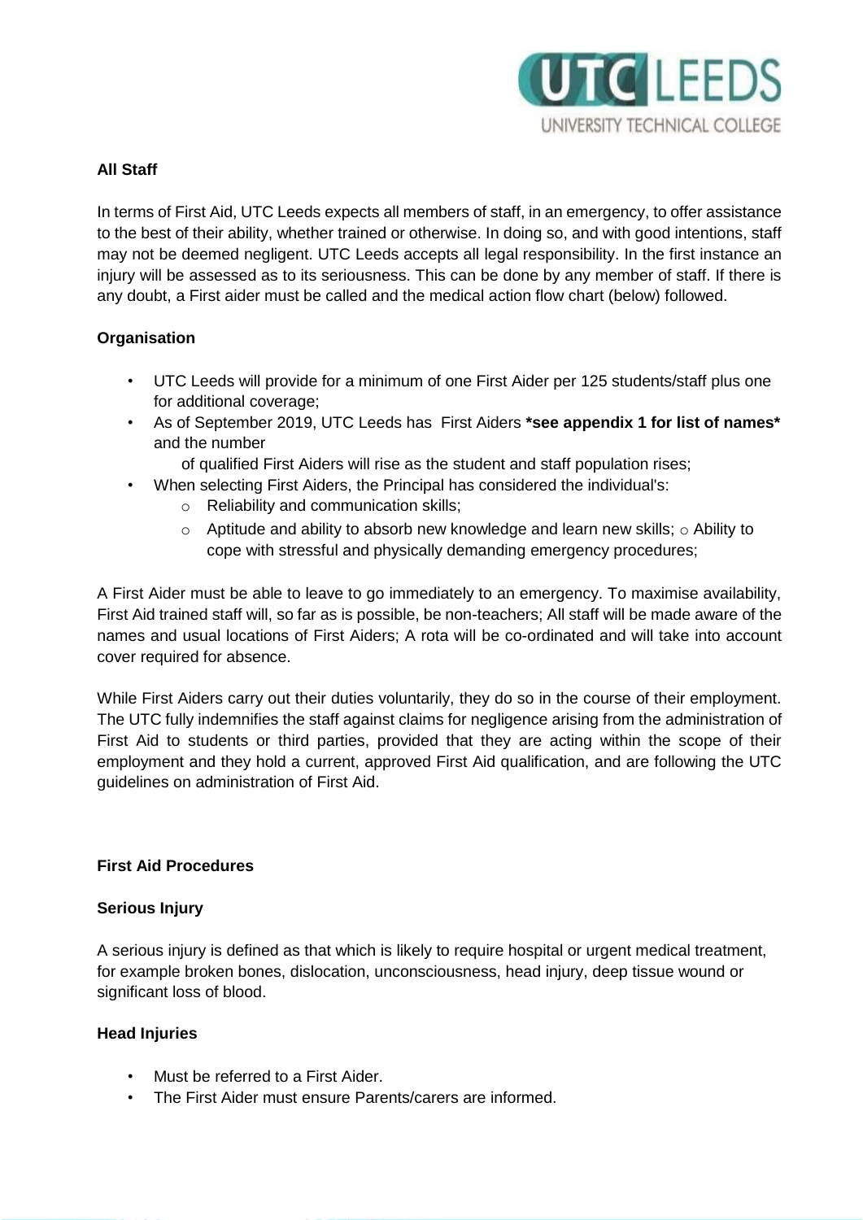**All Staff**

In terms of First Aid, UTC Leeds expects all members of staff, in an emergency, to offer assistance to the best of their ability, whether trained or otherwise. In doing so, and with good intentions, staff may not be deemed negligent. UTC Leeds accepts all legal responsibility. In the first instance an injury will be assessed as to its seriousness. This can be done by any member of staff. If there is any doubt, a First aider must be called and the medical action flow chart (below) followed.

**Organisation**

- UTC Leeds will provide for a minimum of one First Aider per 125 students/staff plus one for additional coverage;
- As of September 2019, UTC Leeds has First Aiders **\*see appendix 1 for list of names\*** and the number of qualified First Aiders will rise as the student and staff population rises;
- When selecting First Aiders, the Principal has considered the individual's:
  - Reliability and communication skills;
  - Aptitude and ability to absorb new knowledge and learn new skills;
  - Ability to cope with stressful and physically demanding emergency procedures;

A First Aider must be able to leave to go immediately to an emergency. To maximise availability, First Aid trained staff will, so far as is possible, be non-teachers; All staff will be made aware of the names and usual locations of First Aiders; A rota will be co-ordinated and will take into account cover required for absence.

While First Aiders carry out their duties voluntarily, they do so in the course of their employment. The UTC fully indemnifies the staff against claims for negligence arising from the administration of First Aid to students or third parties, provided that they are acting within the scope of their employment and they hold a current, approved First Aid qualification, and are following the UTC guidelines on administration of First Aid.

**First Aid Procedures**

**Serious Injury**

A serious injury is defined as that which is likely to require hospital or urgent medical treatment, for example broken bones, dislocation, unconsciousness, head injury, deep tissue wound or significant loss of blood.

**Head Injuries**

- Must be referred to a First Aider.
- The First Aider must ensure Parents/carers are informed.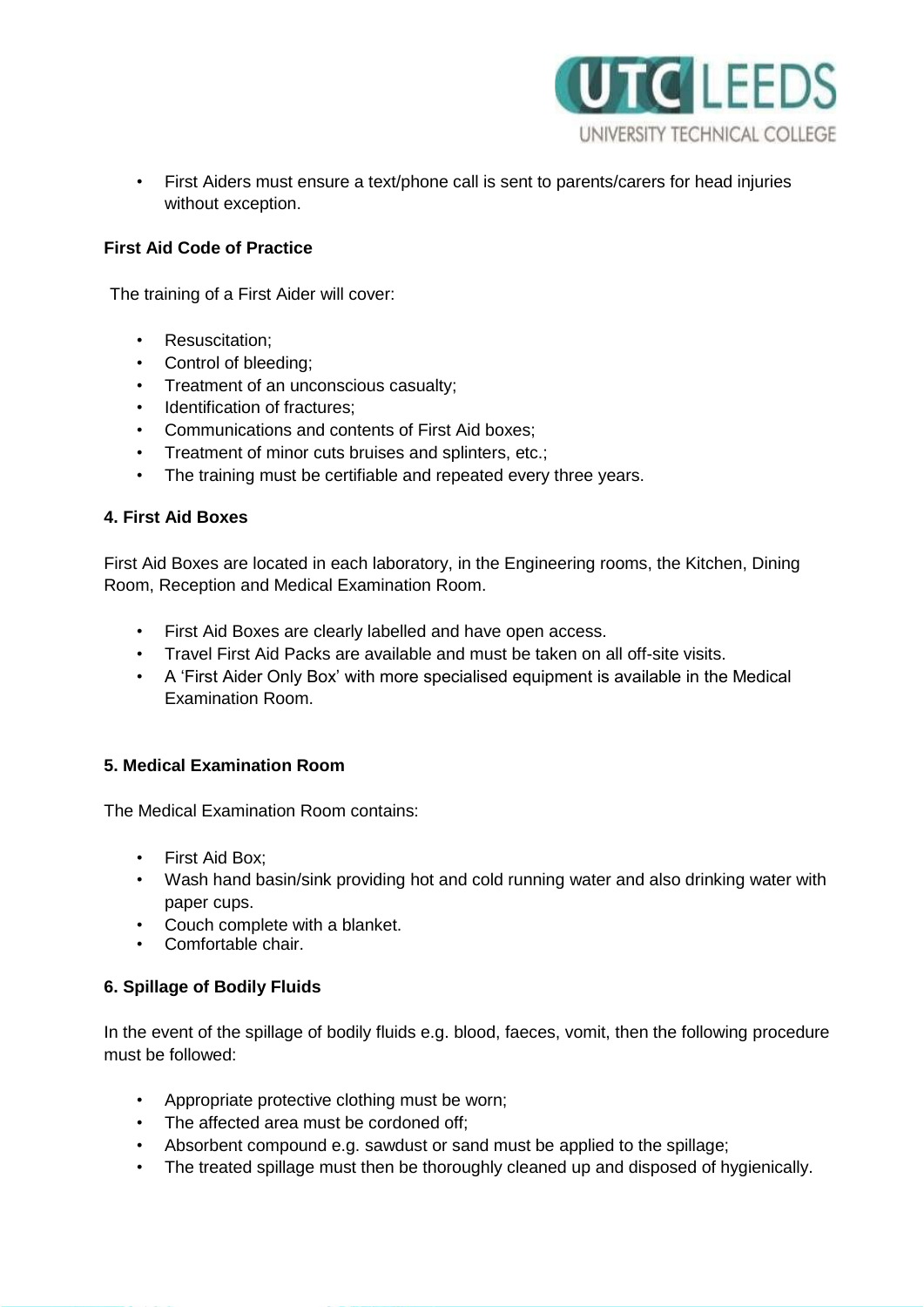- First Aiders must ensure a text/phone call is sent to parents/carers for head injuries without exception.

**First Aid Code of Practice**

The training of a First Aider will cover:

- Resuscitation;
- Control of bleeding;
- Treatment of an unconscious casualty;
- Identification of fractures;
- Communications and contents of First Aid boxes;
- Treatment of minor cuts bruises and splinters, etc.;
- The training must be certifiable and repeated every three years.

**4. First Aid Boxes**

First Aid Boxes are located in each laboratory, in the Engineering rooms, the Kitchen, Dining Room, Reception and Medical Examination Room.

- First Aid Boxes are clearly labelled and have open access.
- Travel First Aid Packs are available and must be taken on all off-site visits.
- A 'First Aider Only Box' with more specialised equipment is available in the Medical Examination Room.

**5. Medical Examination Room**

The Medical Examination Room contains:

- First Aid Box;
- Wash hand basin/sink providing hot and cold running water and also drinking water with paper cups.
- Couch complete with a blanket.
- Comfortable chair.

**6. Spillage of Bodily Fluids**

In the event of the spillage of bodily fluids e.g. blood, faeces, vomit, then the following procedure must be followed:

- Appropriate protective clothing must be worn;
- The affected area must be cordoned off;
- Absorbent compound e.g. sawdust or sand must be applied to the spillage;
- The treated spillage must then be thoroughly cleaned up and disposed of hygienically.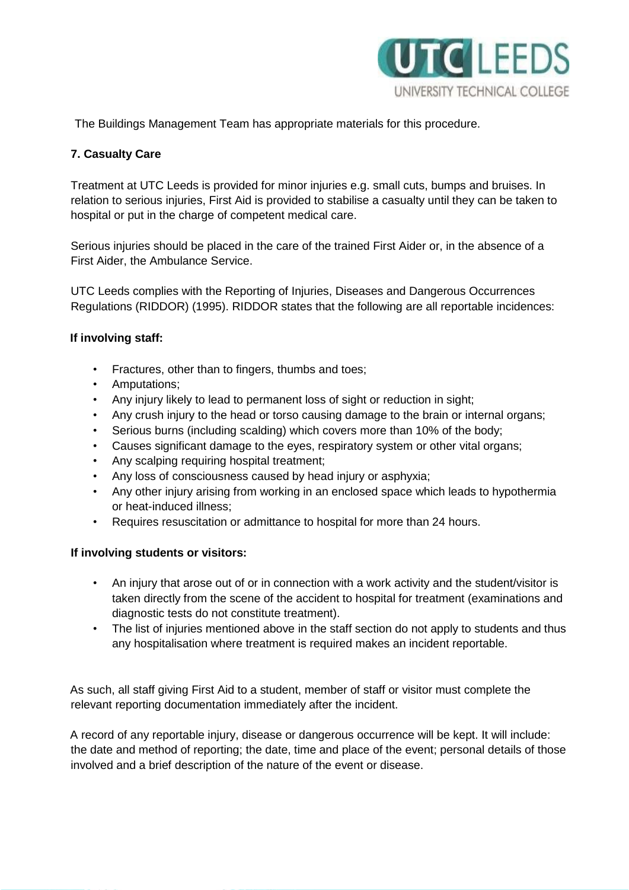The Buildings Management Team has appropriate materials for this procedure.

## 7. Casualty Care

Treatment at UTC Leeds is provided for minor injuries e.g. small cuts, bumps and bruises. In relation to serious injuries, First Aid is provided to stabilise a casualty until they can be taken to hospital or put in the charge of competent medical care.

Serious injuries should be placed in the care of the trained First Aider or, in the absence of a First Aider, the Ambulance Service.

UTC Leeds complies with the Reporting of Injuries, Diseases and Dangerous Occurrences Regulations (RIDDOR) (1995). RIDDOR states that the following are all reportable incidences:

**If involving staff:**

- Fractures, other than to fingers, thumbs and toes;
- Amputations;
- Any injury likely to lead to permanent loss of sight or reduction in sight;
- Any crush injury to the head or torso causing damage to the brain or internal organs;
- Serious burns (including scalding) which covers more than 10% of the body;
- Causes significant damage to the eyes, respiratory system or other vital organs;
- Any scalping requiring hospital treatment;
- Any loss of consciousness caused by head injury or asphyxia;
- Any other injury arising from working in an enclosed space which leads to hypothermia or heat-induced illness;
- Requires resuscitation or admittance to hospital for more than 24 hours.

**If involving students or visitors:**

- An injury that arose out of or in connection with a work activity and the student/visitor is taken directly from the scene of the accident to hospital for treatment (examinations and diagnostic tests do not constitute treatment).
- The list of injuries mentioned above in the staff section do not apply to students and thus any hospitalisation where treatment is required makes an incident reportable.

As such, all staff giving First Aid to a student, member of staff or visitor must complete the relevant reporting documentation immediately after the incident.

A record of any reportable injury, disease or dangerous occurrence will be kept. It will include: the date and method of reporting; the date, time and place of the event; personal details of those involved and a brief description of the nature of the event or disease.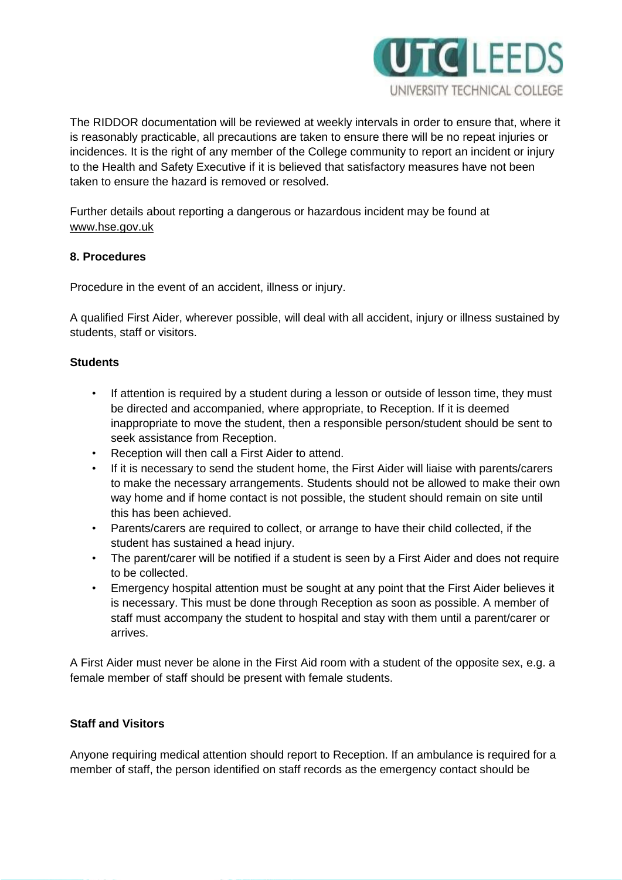The RIDDOR documentation will be reviewed at weekly intervals in order to ensure that, where it is reasonably practicable, all precautions are taken to ensure there will be no repeat injuries or incidences. It is the right of any member of the College community to report an incident or injury to the Health and Safety Executive if it is believed that satisfactory measures have not been taken to ensure the hazard is removed or resolved.

Further details about reporting a dangerous or hazardous incident may be found at www.hse.gov.uk

## 8. Procedures

Procedure in the event of an accident, illness or injury.

A qualified First Aider, wherever possible, will deal with all accident, injury or illness sustained by students, staff or visitors.

### Students

- If attention is required by a student during a lesson or outside of lesson time, they must be directed and accompanied, where appropriate, to Reception. If it is deemed inappropriate to move the student, then a responsible person/student should be sent to seek assistance from Reception.
- Reception will then call a First Aider to attend.
- If it is necessary to send the student home, the First Aider will liaise with parents/carers to make the necessary arrangements. Students should not be allowed to make their own way home and if home contact is not possible, the student should remain on site until this has been achieved.
- Parents/carers are required to collect, or arrange to have their child collected, if the student has sustained a head injury.
- The parent/carer will be notified if a student is seen by a First Aider and does not require to be collected.
- Emergency hospital attention must be sought at any point that the First Aider believes it is necessary. This must be done through Reception as soon as possible. A member of staff must accompany the student to hospital and stay with them until a parent/carer or arrives.

A First Aider must never be alone in the First Aid room with a student of the opposite sex, e.g. a female member of staff should be present with female students.

### Staff and Visitors

Anyone requiring medical attention should report to Reception. If an ambulance is required for a member of staff, the person identified on staff records as the emergency contact should be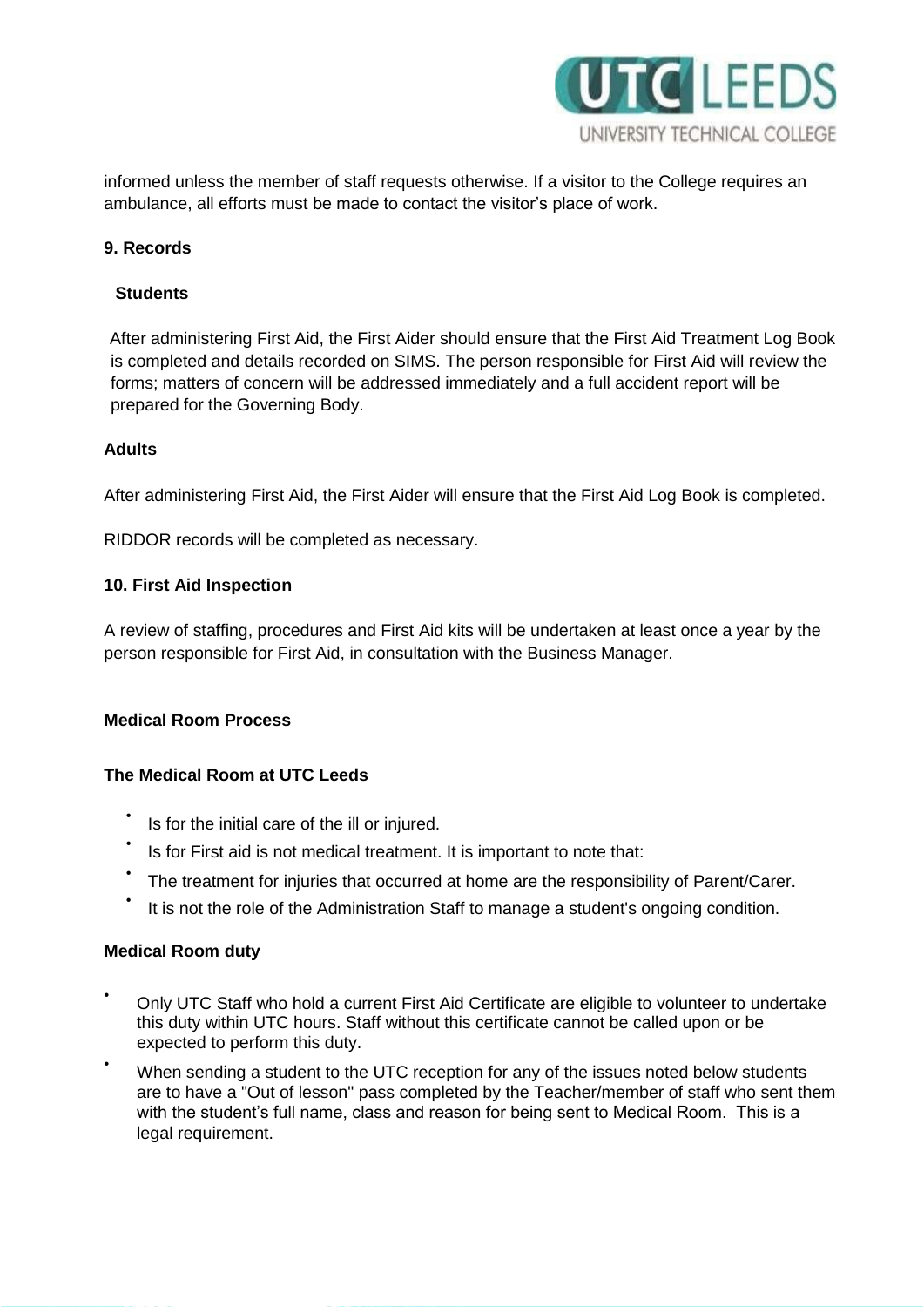informed unless the member of staff requests otherwise. If a visitor to the College requires an ambulance, all efforts must be made to contact the visitor's place of work.

**9. Records**

**Students**

After administering First Aid, the First Aider should ensure that the First Aid Treatment Log Book is completed and details recorded on SIMS. The person responsible for First Aid will review the forms; matters of concern will be addressed immediately and a full accident report will be prepared for the Governing Body.

**Adults**

After administering First Aid, the First Aider will ensure that the First Aid Log Book is completed.

RIDDOR records will be completed as necessary.

**10. First Aid Inspection**

A review of staffing, procedures and First Aid kits will be undertaken at least once a year by the person responsible for First Aid, in consultation with the Business Manager.

**Medical Room Process**

**The Medical Room at UTC Leeds**

- Is for the initial care of the ill or injured.
- Is for First aid is not medical treatment. It is important to note that:
- The treatment for injuries that occurred at home are the responsibility of Parent/Carer.
- It is not the role of the Administration Staff to manage a student's ongoing condition.

**Medical Room duty**

- Only UTC Staff who hold a current First Aid Certificate are eligible to volunteer to undertake this duty within UTC hours. Staff without this certificate cannot be called upon or be expected to perform this duty.
- When sending a student to the UTC reception for any of the issues noted below students are to have a "Out of lesson" pass completed by the Teacher/member of staff who sent them with the student's full name, class and reason for being sent to Medical Room. This is a legal requirement.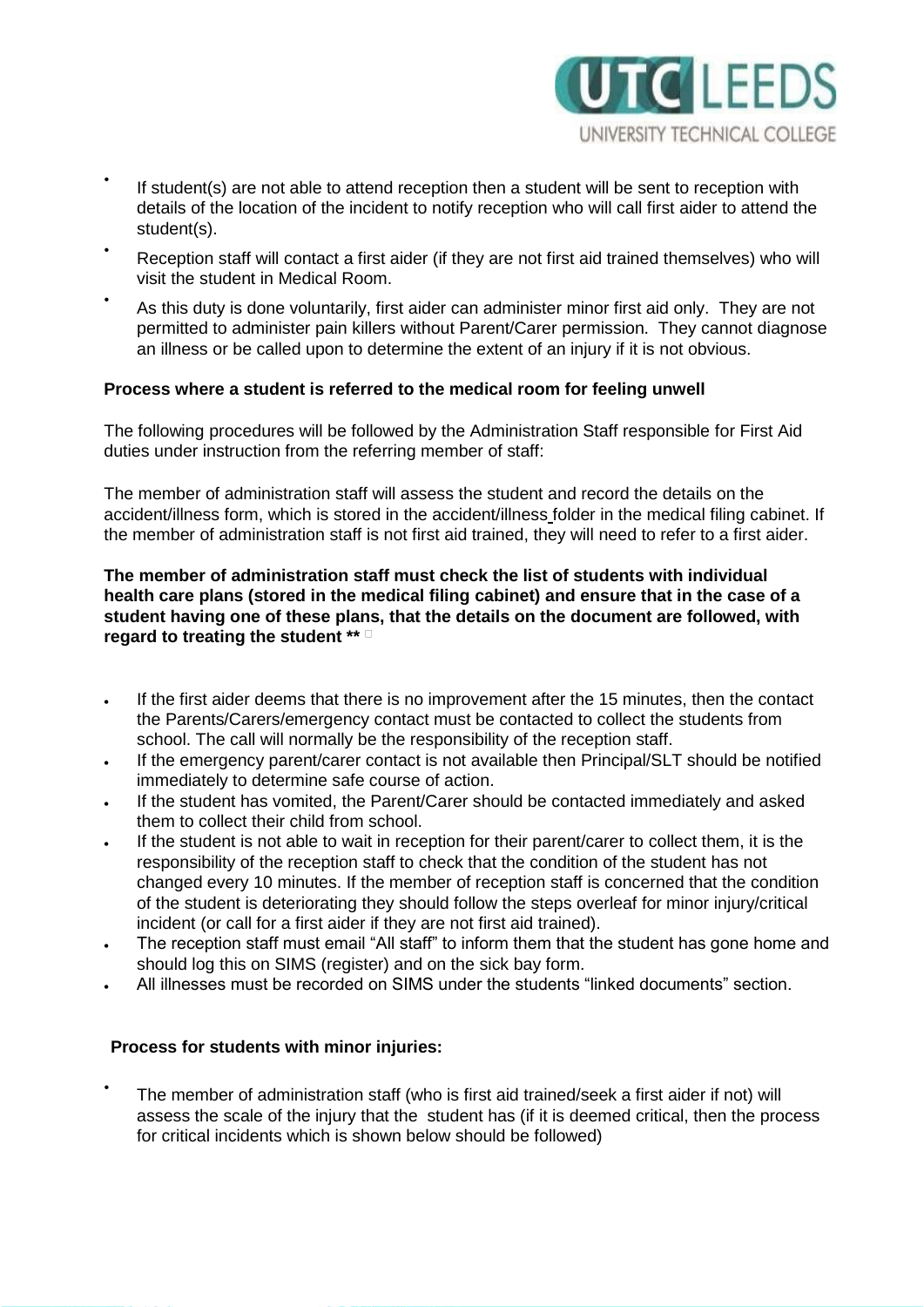- If student(s) are not able to attend reception then a student will be sent to reception with details of the location of the incident to notify reception who will call first aider to attend the student(s).
- Reception staff will contact a first aider (if they are not first aid trained themselves) who will visit the student in Medical Room.
- As this duty is done voluntarily, first aider can administer minor first aid only. They are not permitted to administer pain killers without Parent/Carer permission. They cannot diagnose an illness or be called upon to determine the extent of an injury if it is not obvious.

**Process where a student is referred to the medical room for feeling unwell**

The following procedures will be followed by the Administration Staff responsible for First Aid duties under instruction from the referring member of staff:

The member of administration staff will assess the student and record the details on the accident/illness form, which is stored in the accident/illness folder in the medical filing cabinet. If the member of administration staff is not first aid trained, they will need to refer to a first aider.

**The member of administration staff must check the list of students with individual health care plans (stored in the medical filing cabinet) and ensure that in the case of a student having one of these plans, that the details on the document are followed, with regard to treating the student \*\***

- If the first aider deems that there is no improvement after the 15 minutes, then the contact the Parents/Carers/emergency contact must be contacted to collect the students from school. The call will normally be the responsibility of the reception staff.
- If the emergency parent/carer contact is not available then Principal/SLT should be notified immediately to determine safe course of action.
- If the student has vomited, the Parent/Carer should be contacted immediately and asked them to collect their child from school.
- If the student is not able to wait in reception for their parent/carer to collect them, it is the responsibility of the reception staff to check that the condition of the student has not changed every 10 minutes. If the member of reception staff is concerned that the condition of the student is deteriorating they should follow the steps overleaf for minor injury/critical incident (or call for a first aider if they are not first aid trained).
- The reception staff must email "All staff" to inform them that the student has gone home and should log this on SIMS (register) and on the sick bay form.
- All illnesses must be recorded on SIMS under the students "linked documents" section.

**Process for students with minor injuries:**

- The member of administration staff (who is first aid trained/seek a first aider if not) will assess the scale of the injury that the student has (if it is deemed critical, then the process for critical incidents which is shown below should be followed)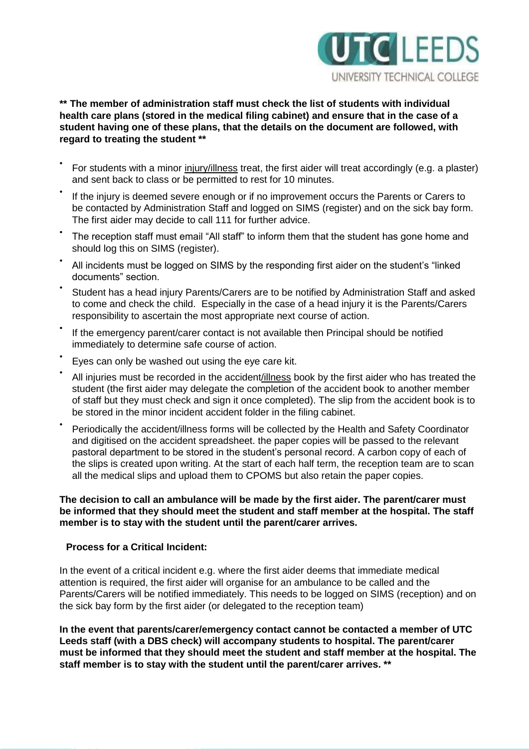**\*\* The member of administration staff must check the list of students with individual health care plans (stored in the medical filing cabinet) and ensure that in the case of a student having one of these plans, that the details on the document are followed, with regard to treating the student \*\***

- For students with a minor injury/illness treat, the first aider will treat accordingly (e.g. a plaster) and sent back to class or be permitted to rest for 10 minutes.
- If the injury is deemed severe enough or if no improvement occurs the Parents or Carers to be contacted by Administration Staff and logged on SIMS (register) and on the sick bay form. The first aider may decide to call 111 for further advice.
- The reception staff must email "All staff" to inform them that the student has gone home and should log this on SIMS (register).
- All incidents must be logged on SIMS by the responding first aider on the student's "linked documents" section.
- Student has a head injury Parents/Carers are to be notified by Administration Staff and asked to come and check the child. Especially in the case of a head injury it is the Parents/Carers responsibility to ascertain the most appropriate next course of action.
- If the emergency parent/carer contact is not available then Principal should be notified immediately to determine safe course of action.
- Eyes can only be washed out using the eye care kit.
- All injuries must be recorded in the accident/illness book by the first aider who has treated the student (the first aider may delegate the completion of the accident book to another member of staff but they must check and sign it once completed). The slip from the accident book is to be stored in the minor incident accident folder in the filing cabinet.
- Periodically the accident/illness forms will be collected by the Health and Safety Coordinator and digitised on the accident spreadsheet. the paper copies will be passed to the relevant pastoral department to be stored in the student's personal record. A carbon copy of each of the slips is created upon writing. At the start of each half term, the reception team are to scan all the medical slips and upload them to CPOMS but also retain the paper copies.

**The decision to call an ambulance will be made by the first aider. The parent/carer must be informed that they should meet the student and staff member at the hospital. The staff member is to stay with the student until the parent/carer arrives.**

**Process for a Critical Incident:**

In the event of a critical incident e.g. where the first aider deems that immediate medical attention is required, the first aider will organise for an ambulance to be called and the Parents/Carers will be notified immediately. This needs to be logged on SIMS (reception) and on the sick bay form by the first aider (or delegated to the reception team)

**In the event that parents/carer/emergency contact cannot be contacted a member of UTC Leeds staff (with a DBS check) will accompany students to hospital. The parent/carer must be informed that they should meet the student and staff member at the hospital. The staff member is to stay with the student until the parent/carer arrives. \*\***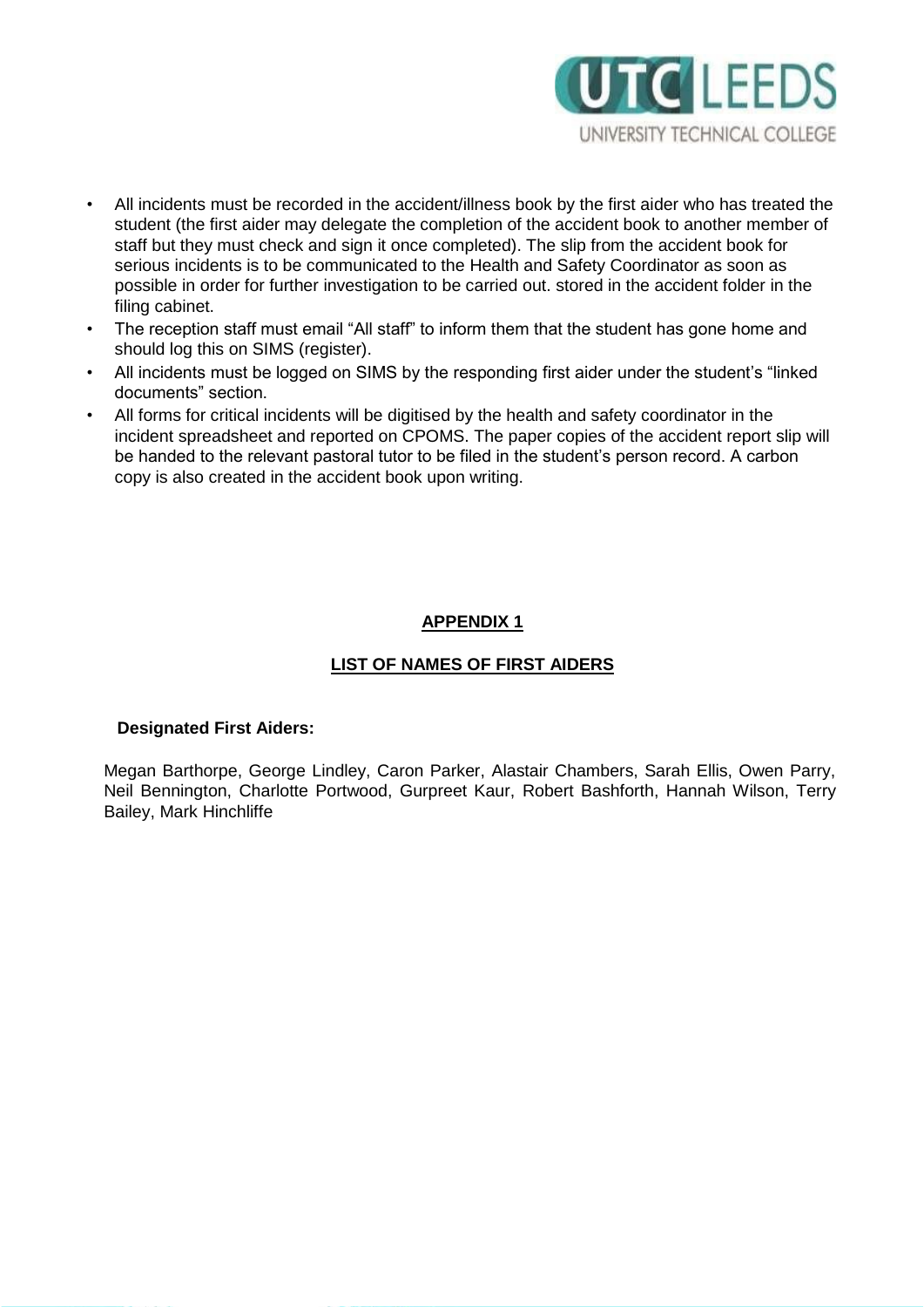- All incidents must be recorded in the accident/illness book by the first aider who has treated the student (the first aider may delegate the completion of the accident book to another member of staff but they must check and sign it once completed). The slip from the accident book for serious incidents is to be communicated to the Health and Safety Coordinator as soon as possible in order for further investigation to be carried out. stored in the accident folder in the filing cabinet.
- The reception staff must email "All staff" to inform them that the student has gone home and should log this on SIMS (register).
- All incidents must be logged on SIMS by the responding first aider under the student's "linked documents" section.
- All forms for critical incidents will be digitised by the health and safety coordinator in the incident spreadsheet and reported on CPOMS. The paper copies of the accident report slip will be handed to the relevant pastoral tutor to be filed in the student's person record. A carbon copy is also created in the accident book upon writing.

## APPENDIX 1

## LIST OF NAMES OF FIRST AIDERS

**Designated First Aiders:**

Megan Barthorpe, George Lindley, Caron Parker, Alastair Chambers, Sarah Ellis, Owen Parry, Neil Bennington, Charlotte Portwood, Gurpreet Kaur, Robert Bashforth, Hannah Wilson, Terry Bailey, Mark Hinchliffe